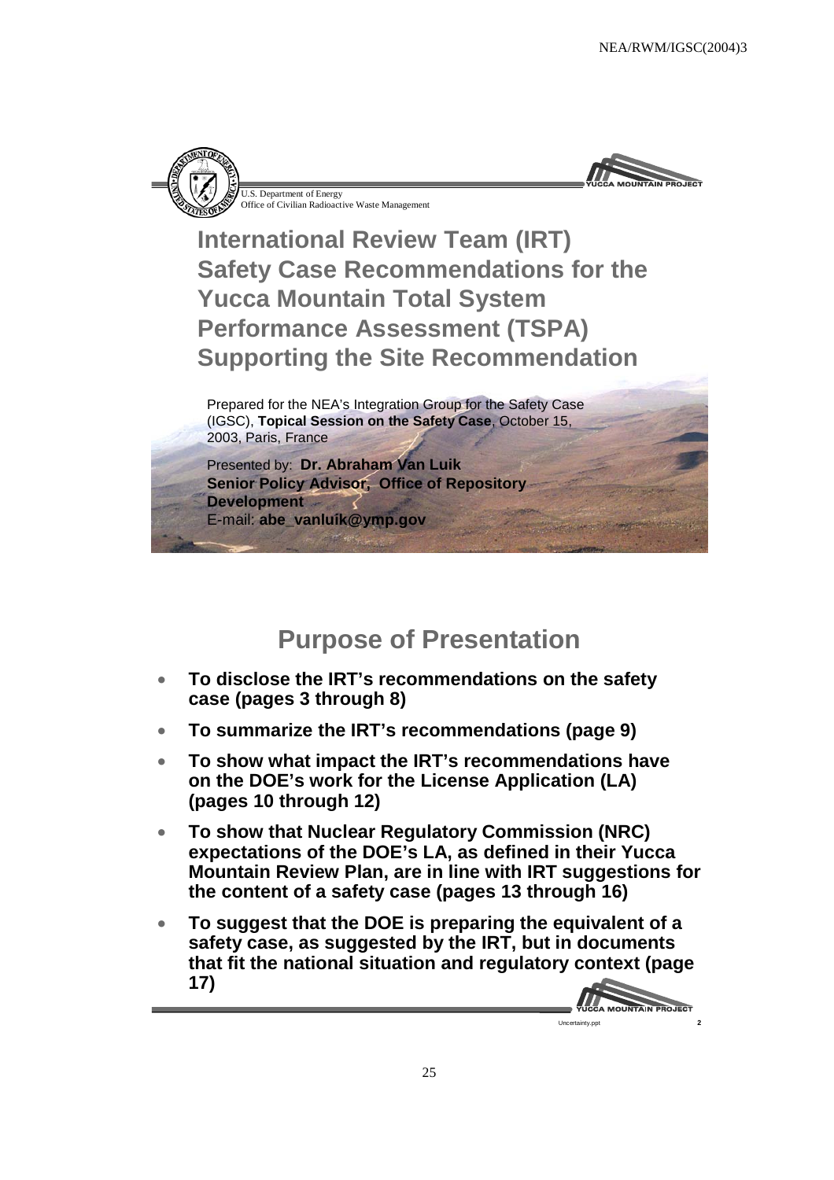U.S. Department of Energy
Office of Civilian Radioactive Waste Management

# International Review Team (IRT) Safety Case Recommendations for the Yucca Mountain Total System Performance Assessment (TSPA) Supporting the Site Recommendation

Prepared for the NEA's Integration Group for the Safety Case (IGSC), **Topical Session on the Safety Case**, October 15, 2003, Paris, France

Presented by: **Dr. Abraham Van Luik**
**Senior Policy Advisor, Office of Repository Development**
E-mail: **abe_vanluik@ymp.gov**

## Purpose of Presentation

- **To disclose the IRT's recommendations on the safety case (pages 3 through 8)**
- **To summarize the IRT's recommendations (page 9)**
- **To show what impact the IRT's recommendations have on the DOE's work for the License Application (LA) (pages 10 through 12)**
- **To show that Nuclear Regulatory Commission (NRC) expectations of the DOE's LA, as defined in their Yucca Mountain Review Plan, are in line with IRT suggestions for the content of a safety case (pages 13 through 16)**
- **To suggest that the DOE is preparing the equivalent of a safety case, as suggested by the IRT, but in documents that fit the national situation and regulatory context (page 17)**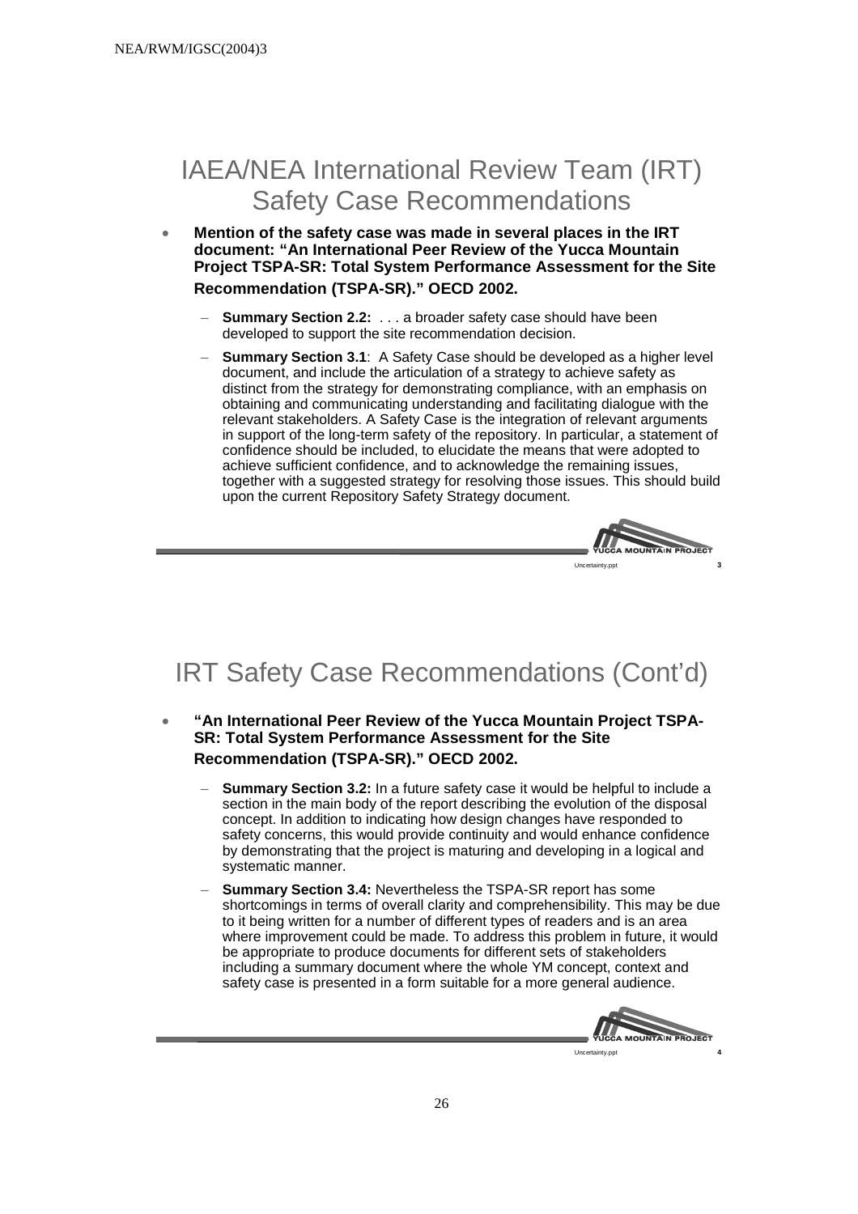## IAEA/NEA International Review Team (IRT) Safety Case Recommendations

- **Mention of the safety case was made in several places in the IRT document: "An International Peer Review of the Yucca Mountain Project TSPA-SR: Total System Performance Assessment for the Site Recommendation (TSPA-SR)." OECD 2002.**
  - **Summary Section 2.2:** . . . a broader safety case should have been developed to support the site recommendation decision.
  - **Summary Section 3.1**: A Safety Case should be developed as a higher level document, and include the articulation of a strategy to achieve safety as distinct from the strategy for demonstrating compliance, with an emphasis on obtaining and communicating understanding and facilitating dialogue with the relevant stakeholders. A Safety Case is the integration of relevant arguments in support of the long-term safety of the repository. In particular, a statement of confidence should be included, to elucidate the means that were adopted to achieve sufficient confidence, and to acknowledge the remaining issues, together with a suggested strategy for resolving those issues. This should build upon the current Repository Safety Strategy document.

## IRT Safety Case Recommendations (Cont'd)

- **"An International Peer Review of the Yucca Mountain Project TSPA-SR: Total System Performance Assessment for the Site Recommendation (TSPA-SR)." OECD 2002.**
  - **Summary Section 3.2:** In a future safety case it would be helpful to include a section in the main body of the report describing the evolution of the disposal concept. In addition to indicating how design changes have responded to safety concerns, this would provide continuity and would enhance confidence by demonstrating that the project is maturing and developing in a logical and systematic manner.
  - **Summary Section 3.4:** Nevertheless the TSPA-SR report has some shortcomings in terms of overall clarity and comprehensibility. This may be due to it being written for a number of different types of readers and is an area where improvement could be made. To address this problem in future, it would be appropriate to produce documents for different sets of stakeholders including a summary document where the whole YM concept, context and safety case is presented in a form suitable for a more general audience.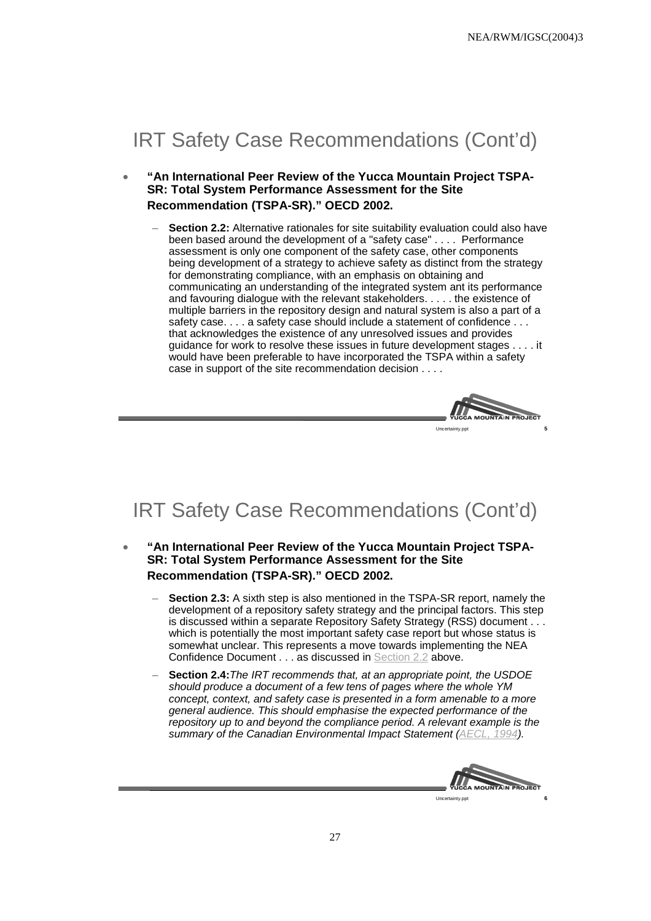## IRT Safety Case Recommendations (Cont'd)

- **"An International Peer Review of the Yucca Mountain Project TSPA-SR: Total System Performance Assessment for the Site Recommendation (TSPA-SR)." OECD 2002.**
  - **Section 2.2:** Alternative rationales for site suitability evaluation could also have been based around the development of a "safety case" . . . . Performance assessment is only one component of the safety case, other components being development of a strategy to achieve safety as distinct from the strategy for demonstrating compliance, with an emphasis on obtaining and communicating an understanding of the integrated system ant its performance and favouring dialogue with the relevant stakeholders. . . . . the existence of multiple barriers in the repository design and natural system is also a part of a safety case. . . . a safety case should include a statement of confidence . . . that acknowledges the existence of any unresolved issues and provides guidance for work to resolve these issues in future development stages . . . . it would have been preferable to have incorporated the TSPA within a safety case in support of the site recommendation decision . . . .

YUCCA MOUNTAIN PROJECT

Uncertainty.ppt 5

## IRT Safety Case Recommendations (Cont'd)

- **"An International Peer Review of the Yucca Mountain Project TSPA-SR: Total System Performance Assessment for the Site Recommendation (TSPA-SR)." OECD 2002.**
  - **Section 2.3:** A sixth step is also mentioned in the TSPA-SR report, namely the development of a repository safety strategy and the principal factors. This step is discussed within a separate Repository Safety Strategy (RSS) document . . . which is potentially the most important safety case report but whose status is somewhat unclear. This represents a move towards implementing the NEA Confidence Document . . . as discussed in Section 2.2 above.
  - **Section 2.4:** *The IRT recommends that, at an appropriate point, the USDOE should produce a document of a few tens of pages where the whole YM concept, context, and safety case is presented in a form amenable to a more general audience. This should emphasise the expected performance of the repository up to and beyond the compliance period. A relevant example is the summary of the Canadian Environmental Impact Statement (AECL, 1994).*

YUCCA MOUNTAIN PROJECT

Uncertainty.ppt 6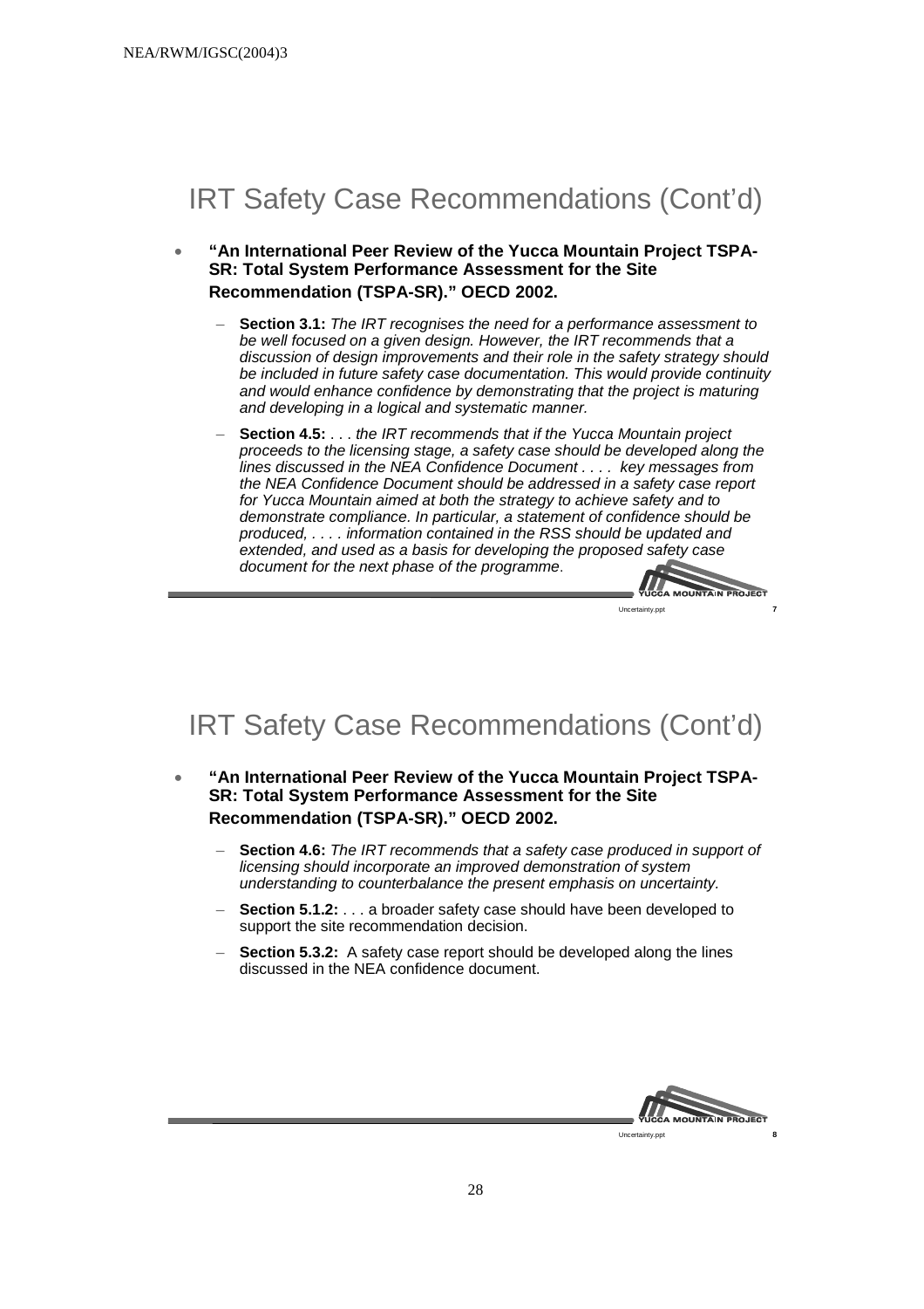## IRT Safety Case Recommendations (Cont'd)

- **"An International Peer Review of the Yucca Mountain Project TSPA-SR: Total System Performance Assessment for the Site Recommendation (TSPA-SR)." OECD 2002.**
  - **Section 3.1:** *The IRT recognises the need for a performance assessment to be well focused on a given design. However, the IRT recommends that a discussion of design improvements and their role in the safety strategy should be included in future safety case documentation. This would provide continuity and would enhance confidence by demonstrating that the project is maturing and developing in a logical and systematic manner.*
  - **Section 4.5:** *. . . the IRT recommends that if the Yucca Mountain project proceeds to the licensing stage, a safety case should be developed along the lines discussed in the NEA Confidence Document . . . . key messages from the NEA Confidence Document should be addressed in a safety case report for Yucca Mountain aimed at both the strategy to achieve safety and to demonstrate compliance. In particular, a statement of confidence should be produced, . . . . information contained in the RSS should be updated and extended, and used as a basis for developing the proposed safety case document for the next phase of the programme*.

## IRT Safety Case Recommendations (Cont'd)

- **"An International Peer Review of the Yucca Mountain Project TSPA-SR: Total System Performance Assessment for the Site Recommendation (TSPA-SR)." OECD 2002.**
  - **Section 4.6:** *The IRT recommends that a safety case produced in support of licensing should incorporate an improved demonstration of system understanding to counterbalance the present emphasis on uncertainty.*
  - **Section 5.1.2:** . . . a broader safety case should have been developed to support the site recommendation decision.
  - **Section 5.3.2:** A safety case report should be developed along the lines discussed in the NEA confidence document.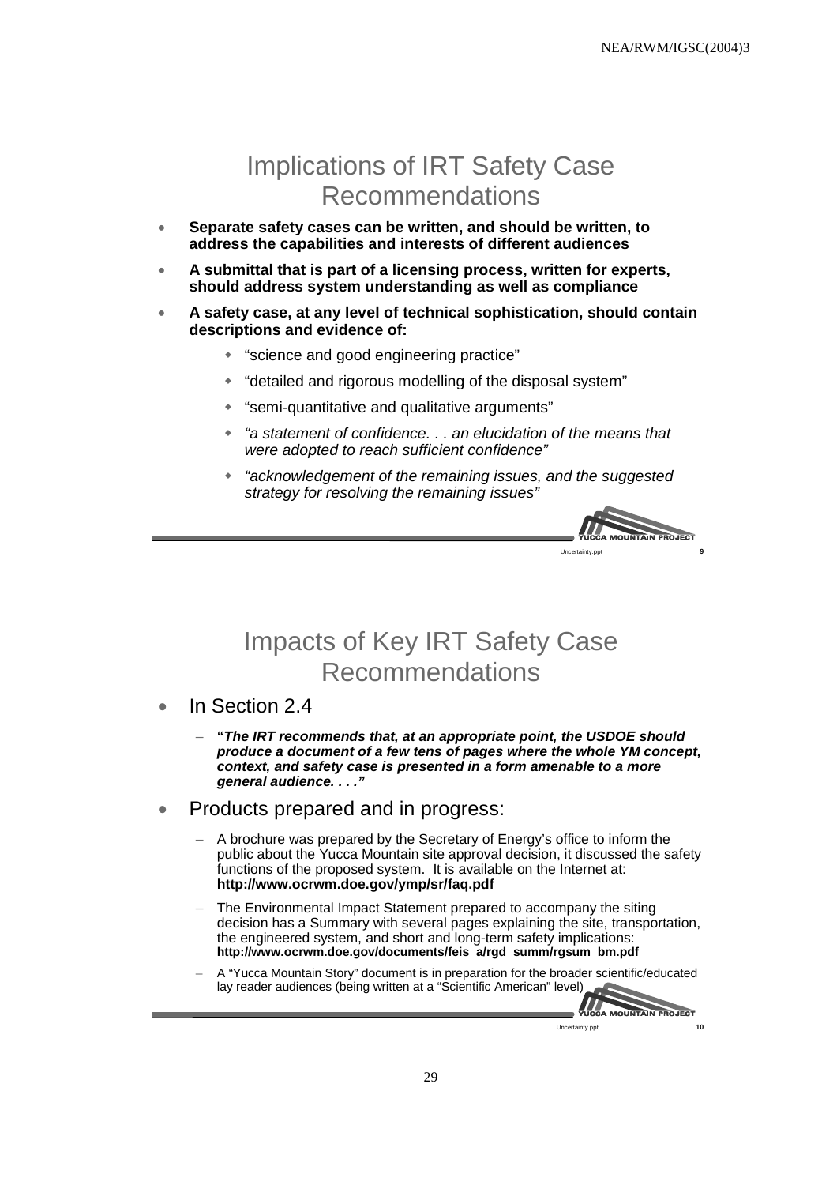## Implications of IRT Safety Case Recommendations

- **Separate safety cases can be written, and should be written, to address the capabilities and interests of different audiences**
- **A submittal that is part of a licensing process, written for experts, should address system understanding as well as compliance**
- **A safety case, at any level of technical sophistication, should contain descriptions and evidence of:**
  - "science and good engineering practice"
  - "detailed and rigorous modelling of the disposal system"
  - "semi-quantitative and qualitative arguments"
  - *"a statement of confidence. . . an elucidation of the means that were adopted to reach sufficient confidence"*
  - *"acknowledgement of the remaining issues, and the suggested strategy for resolving the remaining issues"*

## Impacts of Key IRT Safety Case Recommendations

- In Section 2.4
  - **"*The IRT recommends that, at an appropriate point, the USDOE should produce a document of a few tens of pages where the whole YM concept, context, and safety case is presented in a form amenable to a more general audience. . . ."***
- Products prepared and in progress:
  - A brochure was prepared by the Secretary of Energy's office to inform the public about the Yucca Mountain site approval decision, it discussed the safety functions of the proposed system. It is available on the Internet at: **http://www.ocrwm.doe.gov/ymp/sr/faq.pdf**
  - The Environmental Impact Statement prepared to accompany the siting decision has a Summary with several pages explaining the site, transportation, the engineered system, and short and long-term safety implications: **http://www.ocrwm.doe.gov/documents/feis_a/rgd_summ/rgsum_bm.pdf**
  - A "Yucca Mountain Story" document is in preparation for the broader scientific/educated lay reader audiences (being written at a "Scientific American" level)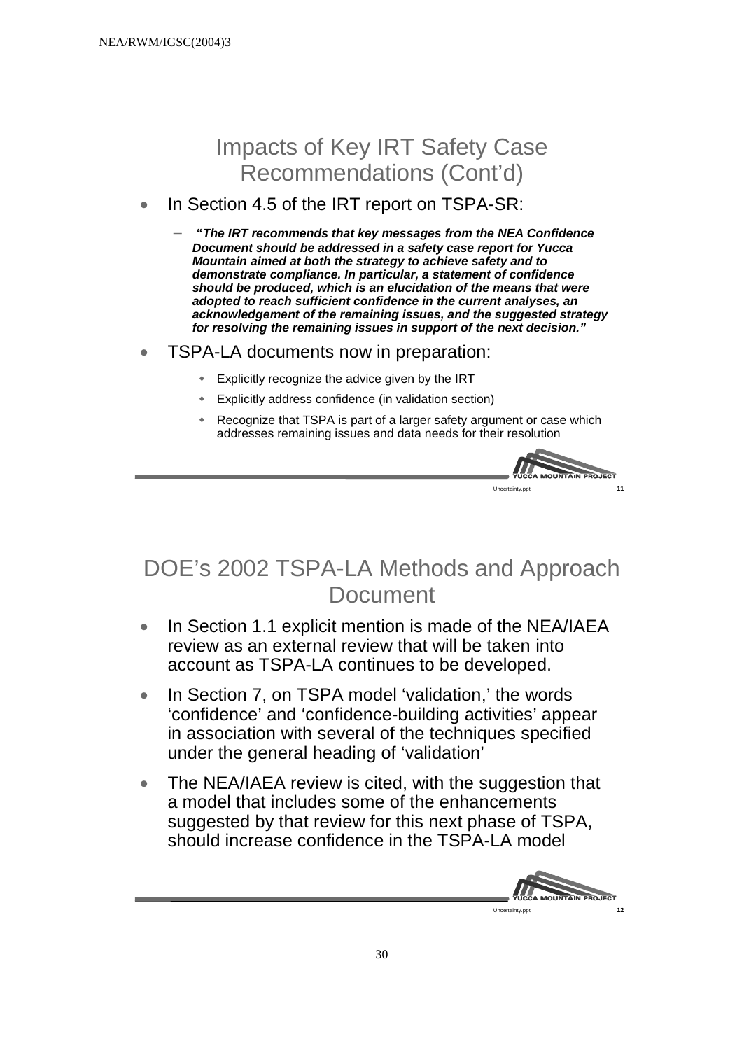## Impacts of Key IRT Safety Case Recommendations (Cont'd)

- In Section 4.5 of the IRT report on TSPA-SR:
  - "***The IRT recommends that key messages from the NEA Confidence Document should be addressed in a safety case report for Yucca Mountain aimed at both the strategy to achieve safety and to demonstrate compliance. In particular, a statement of confidence should be produced, which is an elucidation of the means that were adopted to reach sufficient confidence in the current analyses, an acknowledgement of the remaining issues, and the suggested strategy for resolving the remaining issues in support of the next decision.***"
- TSPA-LA documents now in preparation:
  - Explicitly recognize the advice given by the IRT
  - Explicitly address confidence (in validation section)
  - Recognize that TSPA is part of a larger safety argument or case which addresses remaining issues and data needs for their resolution

## DOE's 2002 TSPA-LA Methods and Approach Document

- In Section 1.1 explicit mention is made of the NEA/IAEA review as an external review that will be taken into account as TSPA-LA continues to be developed.
- In Section 7, on TSPA model 'validation,' the words 'confidence' and 'confidence-building activities' appear in association with several of the techniques specified under the general heading of 'validation'
- The NEA/IAEA review is cited, with the suggestion that a model that includes some of the enhancements suggested by that review for this next phase of TSPA, should increase confidence in the TSPA-LA model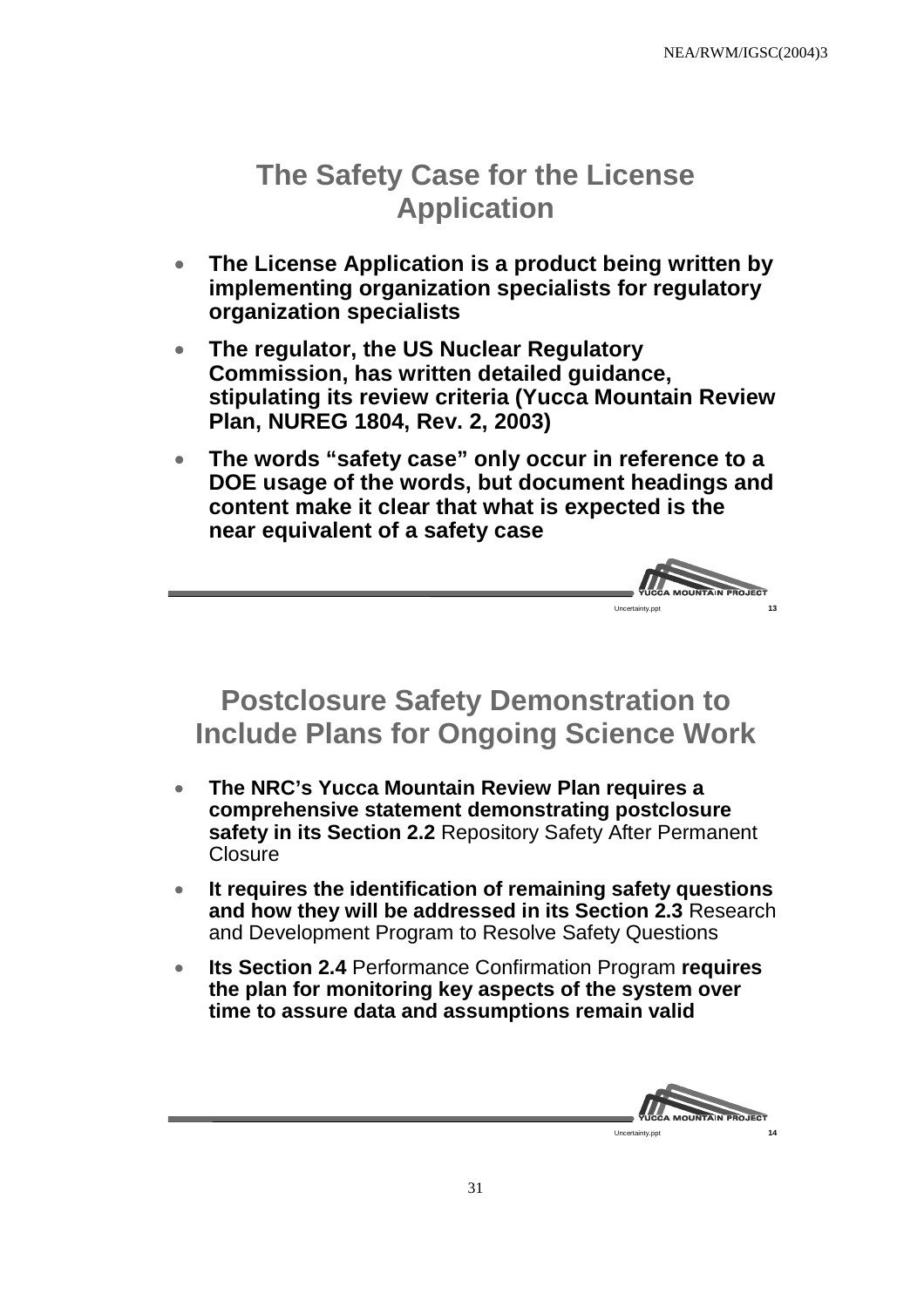## The Safety Case for the License Application

- **The License Application is a product being written by implementing organization specialists for regulatory organization specialists**
- **The regulator, the US Nuclear Regulatory Commission, has written detailed guidance, stipulating its review criteria (Yucca Mountain Review Plan, NUREG 1804, Rev. 2, 2003)**
- **The words "safety case" only occur in reference to a DOE usage of the words, but document headings and content make it clear that what is expected is the near equivalent of a safety case**

YUCCA MOUNTAIN PROJECT

Uncertainty.ppt 13

## Postclosure Safety Demonstration to Include Plans for Ongoing Science Work

- **The NRC's Yucca Mountain Review Plan requires a comprehensive statement demonstrating postclosure safety in its Section 2.2** Repository Safety After Permanent Closure
- **It requires the identification of remaining safety questions and how they will be addressed in its Section 2.3** Research and Development Program to Resolve Safety Questions
- **Its Section 2.4** Performance Confirmation Program **requires the plan for monitoring key aspects of the system over time to assure data and assumptions remain valid**

YUCCA MOUNTAIN PROJECT

Uncertainty.ppt 14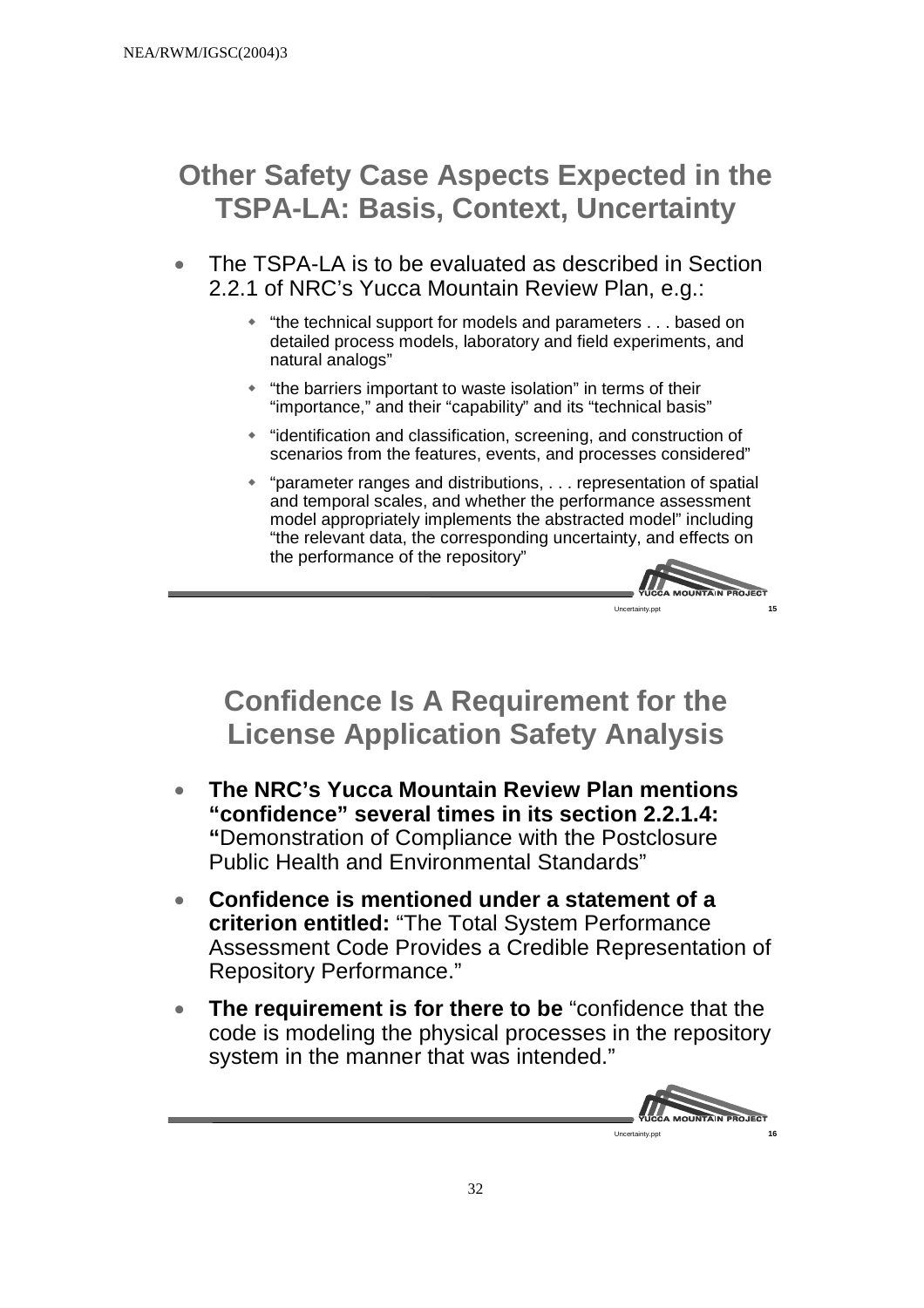## Other Safety Case Aspects Expected in the TSPA-LA: Basis, Context, Uncertainty

- The TSPA-LA is to be evaluated as described in Section 2.2.1 of NRC's Yucca Mountain Review Plan, e.g.:
  - "the technical support for models and parameters . . . based on detailed process models, laboratory and field experiments, and natural analogs"
  - "the barriers important to waste isolation" in terms of their "importance," and their "capability" and its "technical basis"
  - "identification and classification, screening, and construction of scenarios from the features, events, and processes considered"
  - "parameter ranges and distributions, . . . representation of spatial and temporal scales, and whether the performance assessment model appropriately implements the abstracted model" including "the relevant data, the corresponding uncertainty, and effects on the performance of the repository"

## Confidence Is A Requirement for the License Application Safety Analysis

- **The NRC's Yucca Mountain Review Plan mentions "confidence" several times in its section 2.2.1.4: "**Demonstration of Compliance with the Postclosure Public Health and Environmental Standards"
- **Confidence is mentioned under a statement of a criterion entitled:** "The Total System Performance Assessment Code Provides a Credible Representation of Repository Performance."
- **The requirement is for there to be** "confidence that the code is modeling the physical processes in the repository system in the manner that was intended."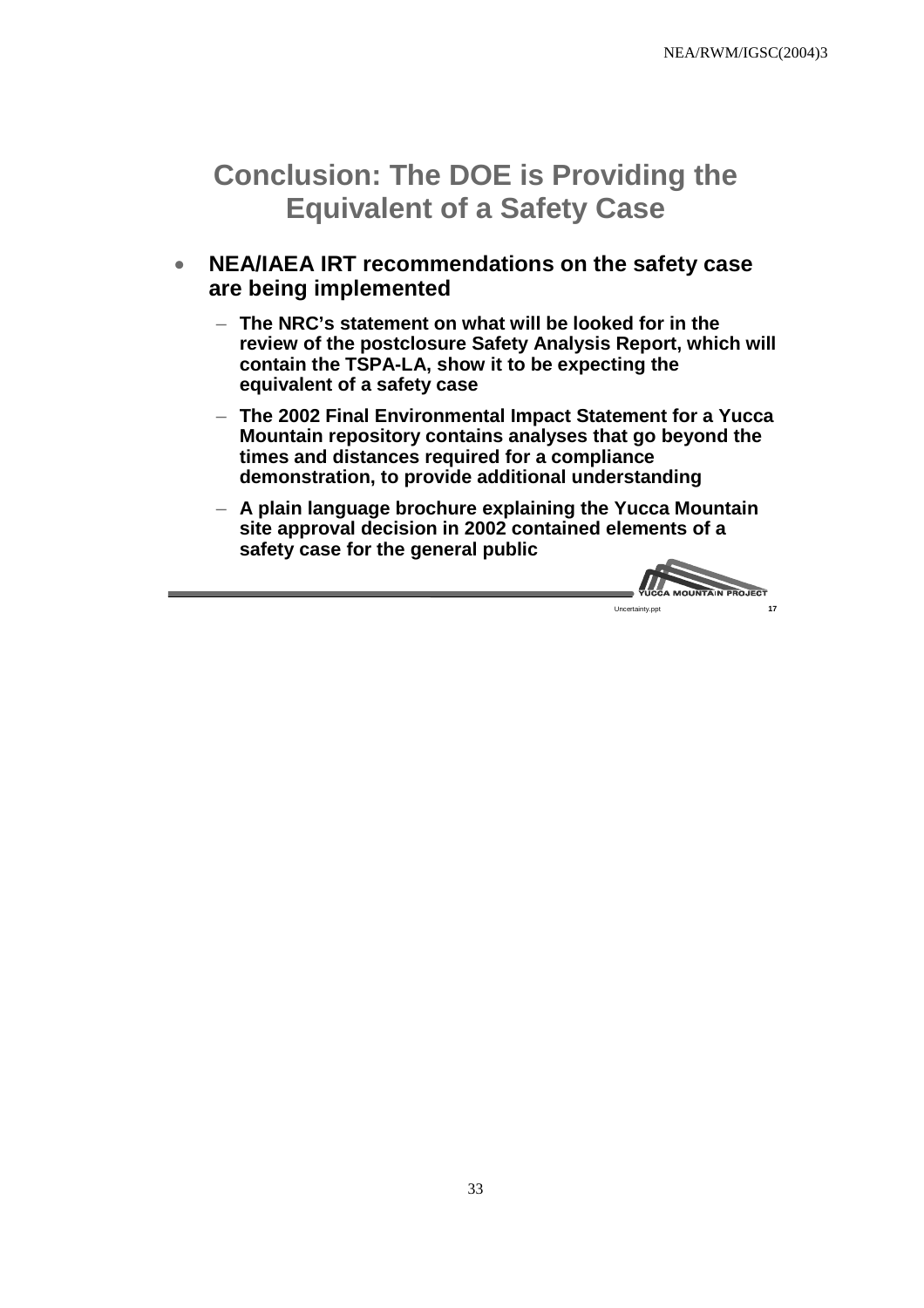## Conclusion: The DOE is Providing the Equivalent of a Safety Case

- **NEA/IAEA IRT recommendations on the safety case are being implemented**
  - **The NRC's statement on what will be looked for in the review of the postclosure Safety Analysis Report, which will contain the TSPA-LA, show it to be expecting the equivalent of a safety case**
  - **The 2002 Final Environmental Impact Statement for a Yucca Mountain repository contains analyses that go beyond the times and distances required for a compliance demonstration, to provide additional understanding**
  - **A plain language brochure explaining the Yucca Mountain site approval decision in 2002 contained elements of a safety case for the general public**

YUCCA MOUNTAIN PROJECT

Uncertainty.ppt 17